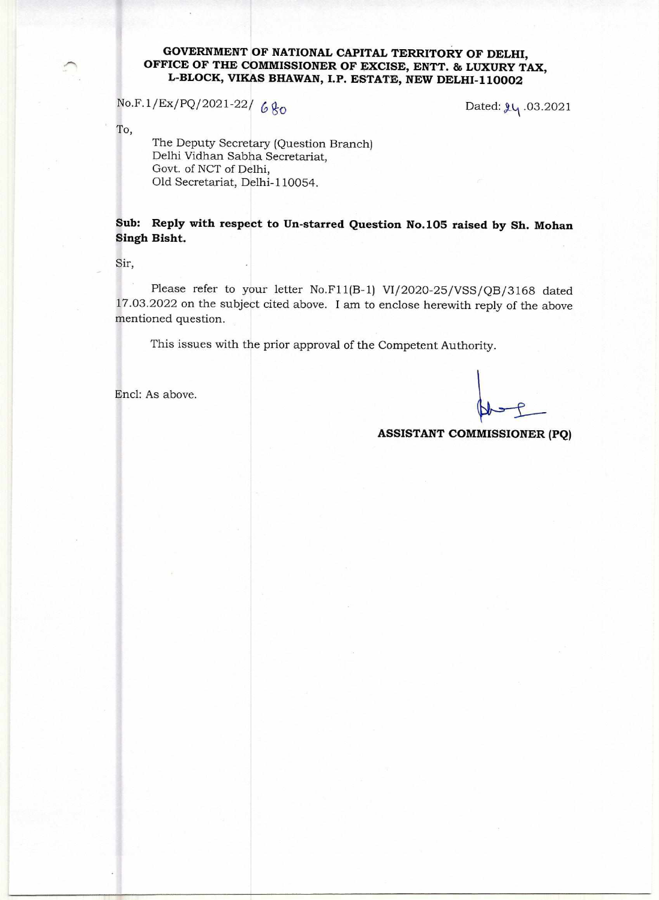**GOVERNMENT OF NATIONAL CAPITAL TERRITORY OF DELHI,**
**OFFICE OF THE COMMISSIONER OF EXCISE, ENTT. & LUXURY TAX,**
**L-BLOCK, VIKAS BHAWAN, I.P. ESTATE, NEW DELHI-110002**

No.F.1/Ex/PQ/2021-22/ 680

Dated: 24.03.2021

To,

The Deputy Secretary (Question Branch)
Delhi Vidhan Sabha Secretariat,
Govt. of NCT of Delhi,
Old Secretariat, Delhi-110054.

**Sub: Reply with respect to Un-starred Question No.105 raised by Sh. Mohan Singh Bisht.**

Sir,

Please refer to your letter No.F11(B-1) VI/2020-25/VSS/QB/3168 dated 17.03.2022 on the subject cited above. I am to enclose herewith reply of the above mentioned question.

This issues with the prior approval of the Competent Authority.

Encl: As above.

**ASSISTANT COMMISSIONER (PQ)**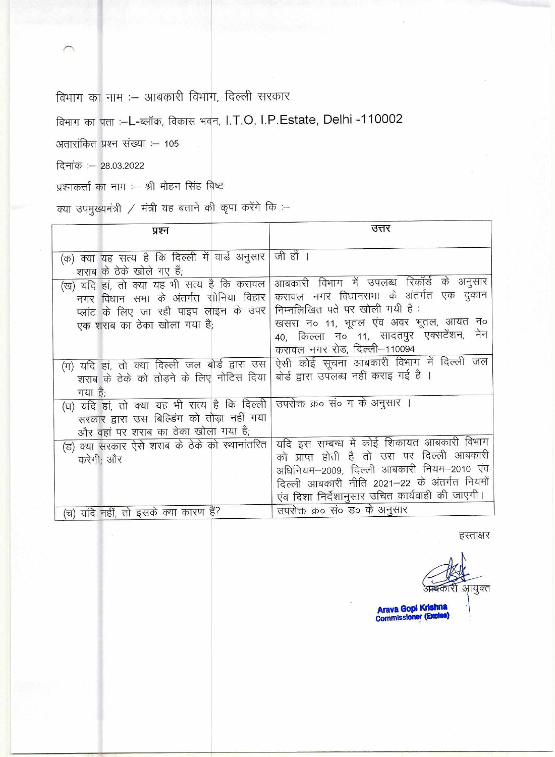विभाग का नाम :– आबकारी विभाग, दिल्ली सरकार

विभाग का पता :–L-ब्लॉक, विकास भवन, I.T.O, I.P.Estate, Delhi -110002

अतारांकित प्रश्न संख्या :– 105

दिनांक :– 28.03.2022

प्रश्नकर्त्ता का नाम :– श्री मोहन सिंह बिष्ट

क्या उपमुख्यमंत्री / मंत्री यह बताने की कृपा करेंगे कि :–

| प्रश्न | उत्तर |
|---|---|
| (क) क्या यह सत्य है कि दिल्ली में वार्ड अनुसार शराब के ठेके खोले गए हैं; | जी हाँ । |
| (ख) यदि हां, तो क्या यह भी सत्य है कि करावल नगर विधान सभा के अंतर्गत सोनिया विहार प्लांट के लिए जा रही पाइप लाइन के उपर एक शराब का ठेका खोला गया है; | आबकारी विभाग में उपलब्ध रिकॉर्ड के अनुसार करावल नगर विधानसभा के अंतर्गत एक दुकान निम्नलिखित पते पर खोली गयी है : खसरा न० 11, भूतल एंव अवर भूतल, आयत न० 40, किल्ला न० 11, सादतपुर एक्सटेंशन, मेन करावल नगर रोड, दिल्ली–110094 |
| (ग) यदि हां, तो क्या दिल्ली जल बोर्ड द्वारा उस शराब के ठेके को तोड़ने के लिए नोटिस दिया गया है; | ऐसी कोई सूचना आबकारी विभाग में दिल्ली जल बोर्ड द्वारा उपलब्ध नहीं कराइ गई है । |
| (घ) यदि हां, तो क्या यह भी सत्य है कि दिल्ली सरकार द्वारा उस बिल्डिंग को तोड़ा नहीं गया और वहां पर शराब का ठेका खोला गया है; | उपरोक्त क्र० सं० ग के अनुसार । |
| (ङ) क्या सरकार ऐसे शराब के ठेके को स्थानांतरित करेगी; और | यदि इस सम्बन्ध में कोई शिकायत आबकारी विभाग को प्राप्त होती है तो उस पर दिल्ली आबकारी अधिनियम–2009, दिल्ली आबकारी नियम–2010 एंव दिल्ली आबकारी नीति 2021–22 के अंतर्गत नियमों एंव दिशा निर्देशानुसार उचित कार्यवाही की जाएगी। |
| (च) यदि नहीं, तो इसके क्या कारण हैं? | उपरोक्त क्र० सं० ङ० के अनुसार |

हस्ताक्षर

आबकारी आयुक्त

**Arava Gopi Krishna**
**Commissioner (Excise)**